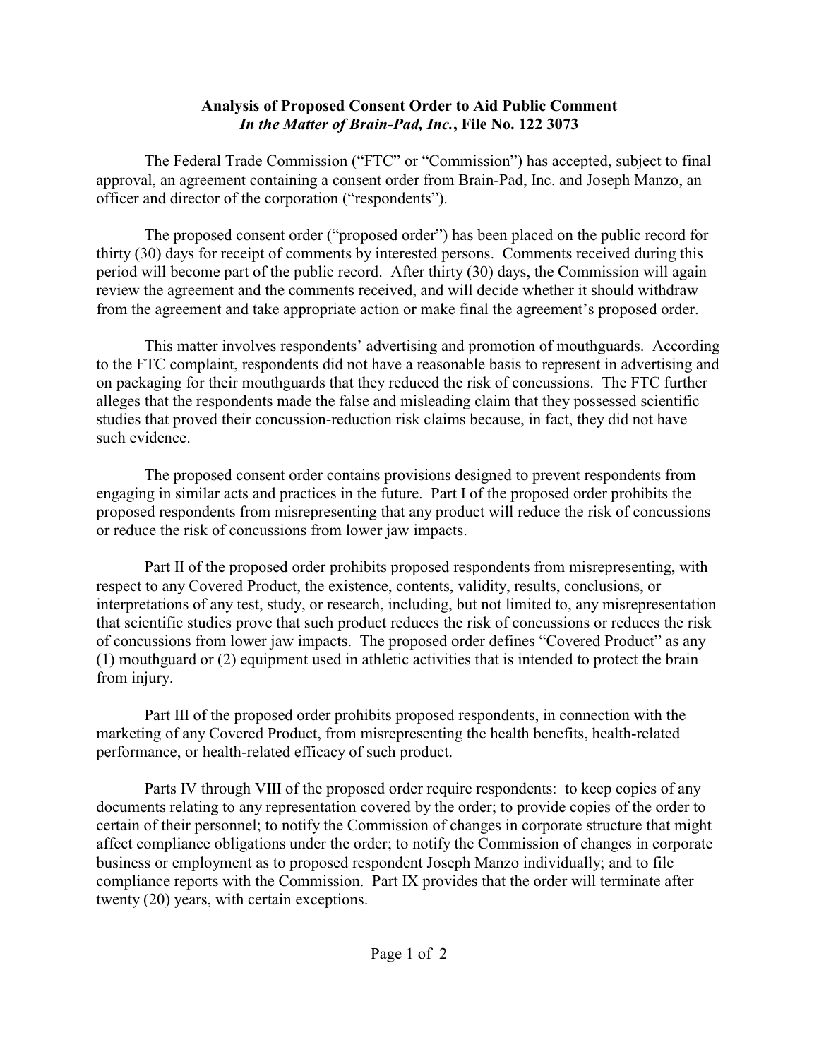**Analysis of Proposed Consent Order to Aid Public Comment**
***In the Matter of Brain-Pad, Inc.*, File No. 122 3073**

The Federal Trade Commission ("FTC" or "Commission") has accepted, subject to final approval, an agreement containing a consent order from Brain-Pad, Inc. and Joseph Manzo, an officer and director of the corporation ("respondents").

The proposed consent order ("proposed order") has been placed on the public record for thirty (30) days for receipt of comments by interested persons. Comments received during this period will become part of the public record. After thirty (30) days, the Commission will again review the agreement and the comments received, and will decide whether it should withdraw from the agreement and take appropriate action or make final the agreement's proposed order.

This matter involves respondents' advertising and promotion of mouthguards. According to the FTC complaint, respondents did not have a reasonable basis to represent in advertising and on packaging for their mouthguards that they reduced the risk of concussions. The FTC further alleges that the respondents made the false and misleading claim that they possessed scientific studies that proved their concussion-reduction risk claims because, in fact, they did not have such evidence.

The proposed consent order contains provisions designed to prevent respondents from engaging in similar acts and practices in the future. Part I of the proposed order prohibits the proposed respondents from misrepresenting that any product will reduce the risk of concussions or reduce the risk of concussions from lower jaw impacts.

Part II of the proposed order prohibits proposed respondents from misrepresenting, with respect to any Covered Product, the existence, contents, validity, results, conclusions, or interpretations of any test, study, or research, including, but not limited to, any misrepresentation that scientific studies prove that such product reduces the risk of concussions or reduces the risk of concussions from lower jaw impacts. The proposed order defines "Covered Product" as any (1) mouthguard or (2) equipment used in athletic activities that is intended to protect the brain from injury.

Part III of the proposed order prohibits proposed respondents, in connection with the marketing of any Covered Product, from misrepresenting the health benefits, health-related performance, or health-related efficacy of such product.

Parts IV through VIII of the proposed order require respondents: to keep copies of any documents relating to any representation covered by the order; to provide copies of the order to certain of their personnel; to notify the Commission of changes in corporate structure that might affect compliance obligations under the order; to notify the Commission of changes in corporate business or employment as to proposed respondent Joseph Manzo individually; and to file compliance reports with the Commission. Part IX provides that the order will terminate after twenty (20) years, with certain exceptions.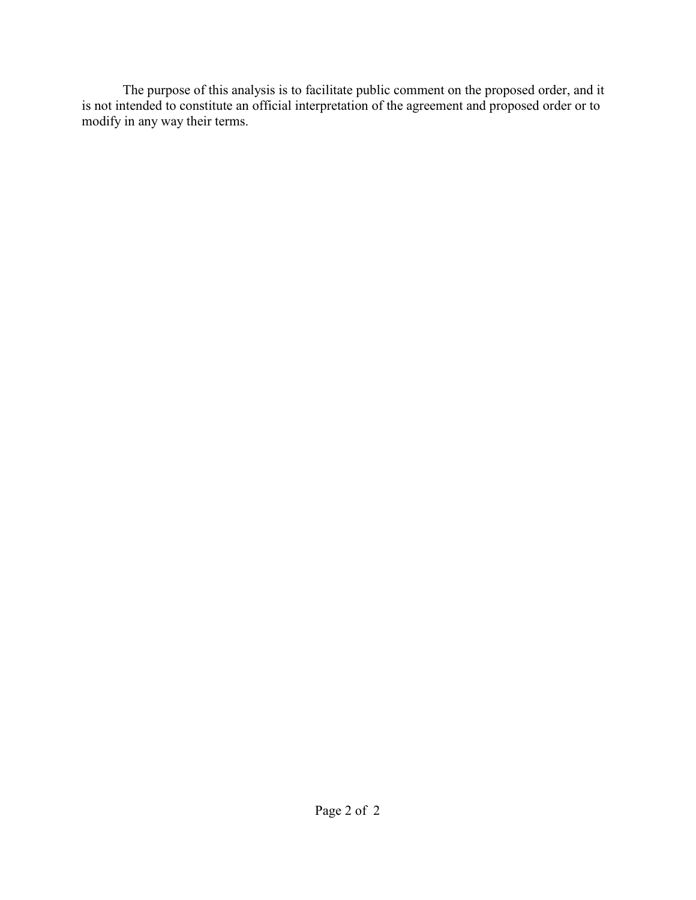The purpose of this analysis is to facilitate public comment on the proposed order, and it is not intended to constitute an official interpretation of the agreement and proposed order or to modify in any way their terms.